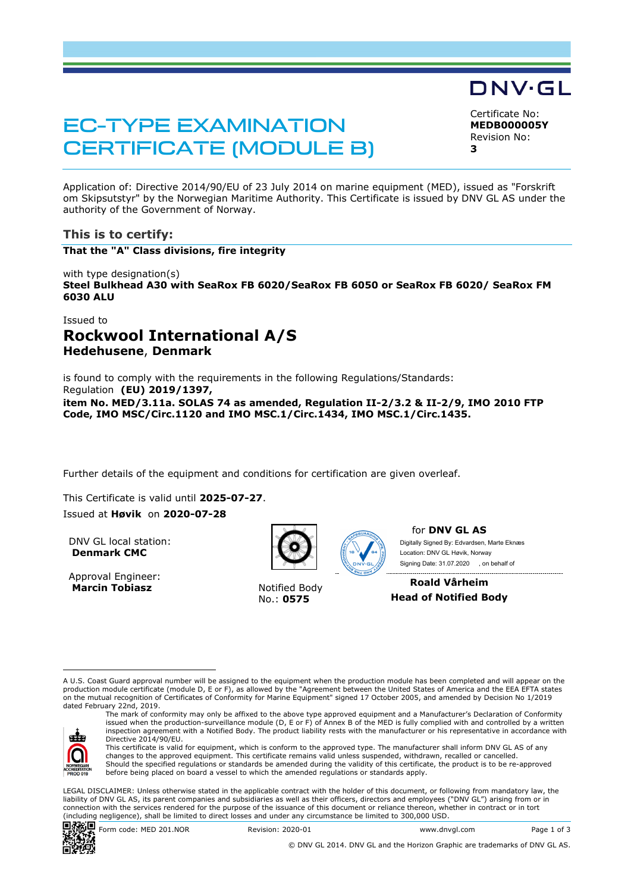DNV·GL

# EC-TYPE EXAMINATION CERTIFICATE (MODULE B)

Certificate No:
**MEDB000005Y**
Revision No:
**3**

Application of: Directive 2014/90/EU of 23 July 2014 on marine equipment (MED), issued as "Forskrift om Skipsutstyr" by the Norwegian Maritime Authority. This Certificate is issued by DNV GL AS under the authority of the Government of Norway.

## This is to certify:

**That the "A" Class divisions, fire integrity**

with type designation(s)
**Steel Bulkhead A30 with SeaRox FB 6020/SeaRox FB 6050 or SeaRox FB 6020/ SeaRox FM 6030 ALU**

Issued to
# Rockwool International A/S
**Hedehusene**, **Denmark**

is found to comply with the requirements in the following Regulations/Standards:
Regulation **(EU) 2019/1397,**
**item No. MED/3.11a. SOLAS 74 as amended, Regulation II-2/3.2 & II-2/9, IMO 2010 FTP Code, IMO MSC/Circ.1120 and IMO MSC.1/Circ.1434, IMO MSC.1/Circ.1435.**

Further details of the equipment and conditions for certification are given overleaf.

This Certificate is valid until **2025-07-27**.
Issued at **Høvik** on **2020-07-28**

DNV GL local station:
**Denmark CMC**

Approval Engineer:
**Marcin Tobiasz**

Notified Body
No.: **0575**

for **DNV GL AS**
Digitally Signed By: Edvardsen, Marte Eknæs
Location: DNV GL Høvik, Norway
Signing Date: 31.07.2020 , on behalf of

**Roald Vårheim**
**Head of Notified Body**

A U.S. Coast Guard approval number will be assigned to the equipment when the production module has been completed and will appear on the production module certificate (module D, E or F), as allowed by the "Agreement between the United States of America and the EEA EFTA states on the mutual recognition of Certificates of Conformity for Marine Equipment" signed 17 October 2005, and amended by Decision No 1/2019 dated February 22nd, 2019.

The mark of conformity may only be affixed to the above type approved equipment and a Manufacturer's Declaration of Conformity issued when the production-surveillance module (D, E or F) of Annex B of the MED is fully complied with and controlled by a written inspection agreement with a Notified Body. The product liability rests with the manufacturer or his representative in accordance with Directive 2014/90/EU.
This certificate is valid for equipment, which is conform to the approved type. The manufacturer shall inform DNV GL AS of any changes to the approved equipment. This certificate remains valid unless suspended, withdrawn, recalled or cancelled.
Should the specified regulations or standards be amended during the validity of this certificate, the product is to be re-approved before being placed on board a vessel to which the amended regulations or standards apply.

LEGAL DISCLAIMER: Unless otherwise stated in the applicable contract with the holder of this document, or following from mandatory law, the liability of DNV GL AS, its parent companies and subsidiaries as well as their officers, directors and employees ("DNV GL") arising from or in connection with the services rendered for the purpose of the issuance of this document or reliance thereon, whether in contract or in tort (including negligence), shall be limited to direct losses and under any circumstance be limited to 300,000 USD.

Form code: MED 201.NOR Revision: 2020-01 www.dnvgl.com

© DNV GL 2014. DNV GL and the Horizon Graphic are trademarks of DNV GL AS.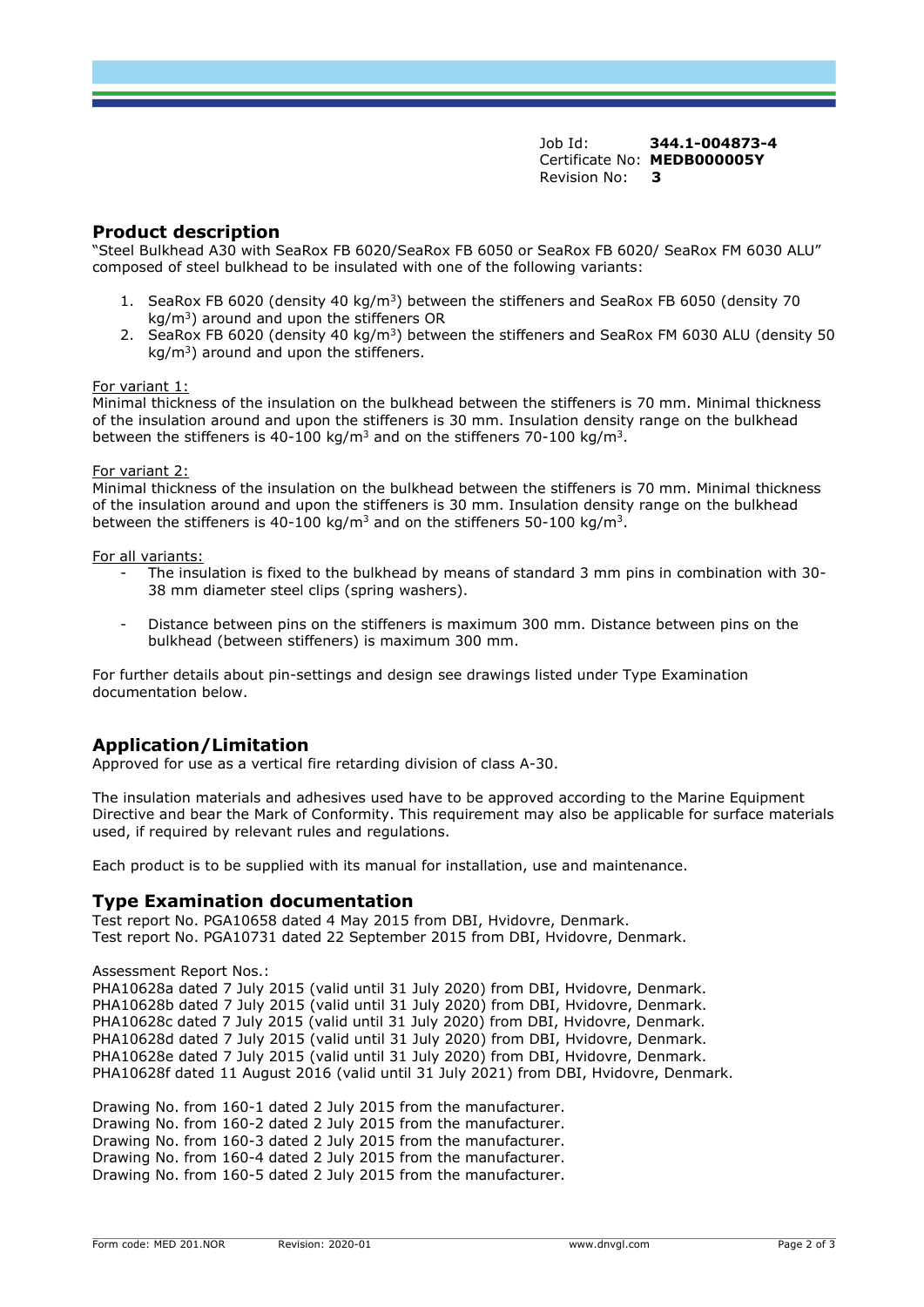Job Id: **344.1-004873-4**
Certificate No: **MEDB000005Y**
Revision No: **3**

## Product description

"Steel Bulkhead A30 with SeaRox FB 6020/SeaRox FB 6050 or SeaRox FB 6020/ SeaRox FM 6030 ALU" composed of steel bulkhead to be insulated with one of the following variants:

1. SeaRox FB 6020 (density 40 kg/m$^3$) between the stiffeners and SeaRox FB 6050 (density 70 kg/m$^3$) around and upon the stiffeners OR
2. SeaRox FB 6020 (density 40 kg/m$^3$) between the stiffeners and SeaRox FM 6030 ALU (density 50 kg/m$^3$) around and upon the stiffeners.

For variant 1:
Minimal thickness of the insulation on the bulkhead between the stiffeners is 70 mm. Minimal thickness of the insulation around and upon the stiffeners is 30 mm. Insulation density range on the bulkhead between the stiffeners is 40-100 kg/m$^3$ and on the stiffeners 70-100 kg/m$^3$.

For variant 2:
Minimal thickness of the insulation on the bulkhead between the stiffeners is 70 mm. Minimal thickness of the insulation around and upon the stiffeners is 30 mm. Insulation density range on the bulkhead between the stiffeners is 40-100 kg/m$^3$ and on the stiffeners 50-100 kg/m$^3$.

For all variants:

- The insulation is fixed to the bulkhead by means of standard 3 mm pins in combination with 30-38 mm diameter steel clips (spring washers).
- Distance between pins on the stiffeners is maximum 300 mm. Distance between pins on the bulkhead (between stiffeners) is maximum 300 mm.

For further details about pin-settings and design see drawings listed under Type Examination documentation below.

## Application/Limitation

Approved for use as a vertical fire retarding division of class A-30.

The insulation materials and adhesives used have to be approved according to the Marine Equipment Directive and bear the Mark of Conformity. This requirement may also be applicable for surface materials used, if required by relevant rules and regulations.

Each product is to be supplied with its manual for installation, use and maintenance.

## Type Examination documentation

Test report No. PGA10658 dated 4 May 2015 from DBI, Hvidovre, Denmark.
Test report No. PGA10731 dated 22 September 2015 from DBI, Hvidovre, Denmark.

Assessment Report Nos.:
PHA10628a dated 7 July 2015 (valid until 31 July 2020) from DBI, Hvidovre, Denmark.
PHA10628b dated 7 July 2015 (valid until 31 July 2020) from DBI, Hvidovre, Denmark.
PHA10628c dated 7 July 2015 (valid until 31 July 2020) from DBI, Hvidovre, Denmark.
PHA10628d dated 7 July 2015 (valid until 31 July 2020) from DBI, Hvidovre, Denmark.
PHA10628e dated 7 July 2015 (valid until 31 July 2020) from DBI, Hvidovre, Denmark.
PHA10628f dated 11 August 2016 (valid until 31 July 2021) from DBI, Hvidovre, Denmark.

Drawing No. from 160-1 dated 2 July 2015 from the manufacturer.
Drawing No. from 160-2 dated 2 July 2015 from the manufacturer.
Drawing No. from 160-3 dated 2 July 2015 from the manufacturer.
Drawing No. from 160-4 dated 2 July 2015 from the manufacturer.
Drawing No. from 160-5 dated 2 July 2015 from the manufacturer.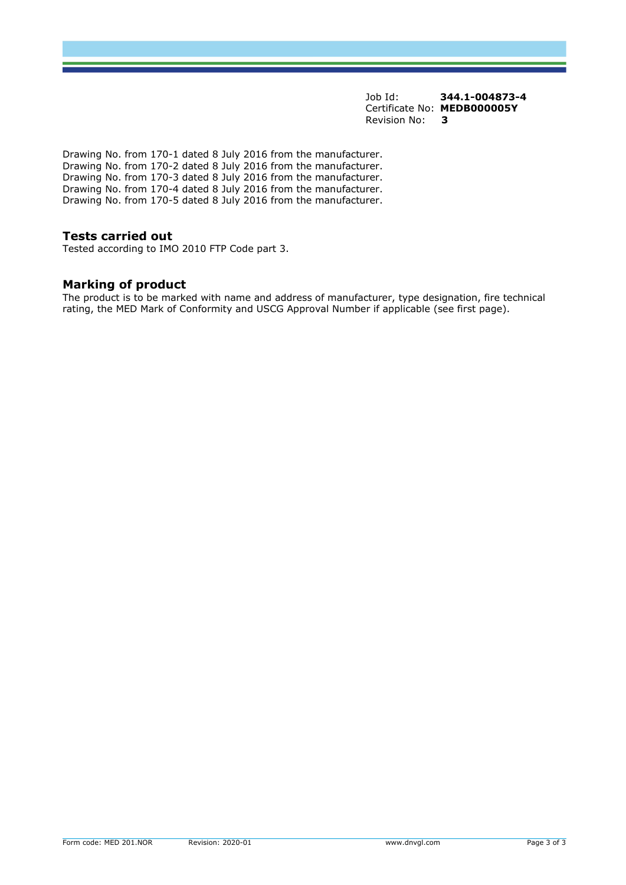Job Id: **344.1-004873-4**
Certificate No: **MEDB000005Y**
Revision No: **3**

Drawing No. from 170-1 dated 8 July 2016 from the manufacturer.
Drawing No. from 170-2 dated 8 July 2016 from the manufacturer.
Drawing No. from 170-3 dated 8 July 2016 from the manufacturer.
Drawing No. from 170-4 dated 8 July 2016 from the manufacturer.
Drawing No. from 170-5 dated 8 July 2016 from the manufacturer.

## Tests carried out

Tested according to IMO 2010 FTP Code part 3.

## Marking of product

The product is to be marked with name and address of manufacturer, type designation, fire technical rating, the MED Mark of Conformity and USCG Approval Number if applicable (see first page).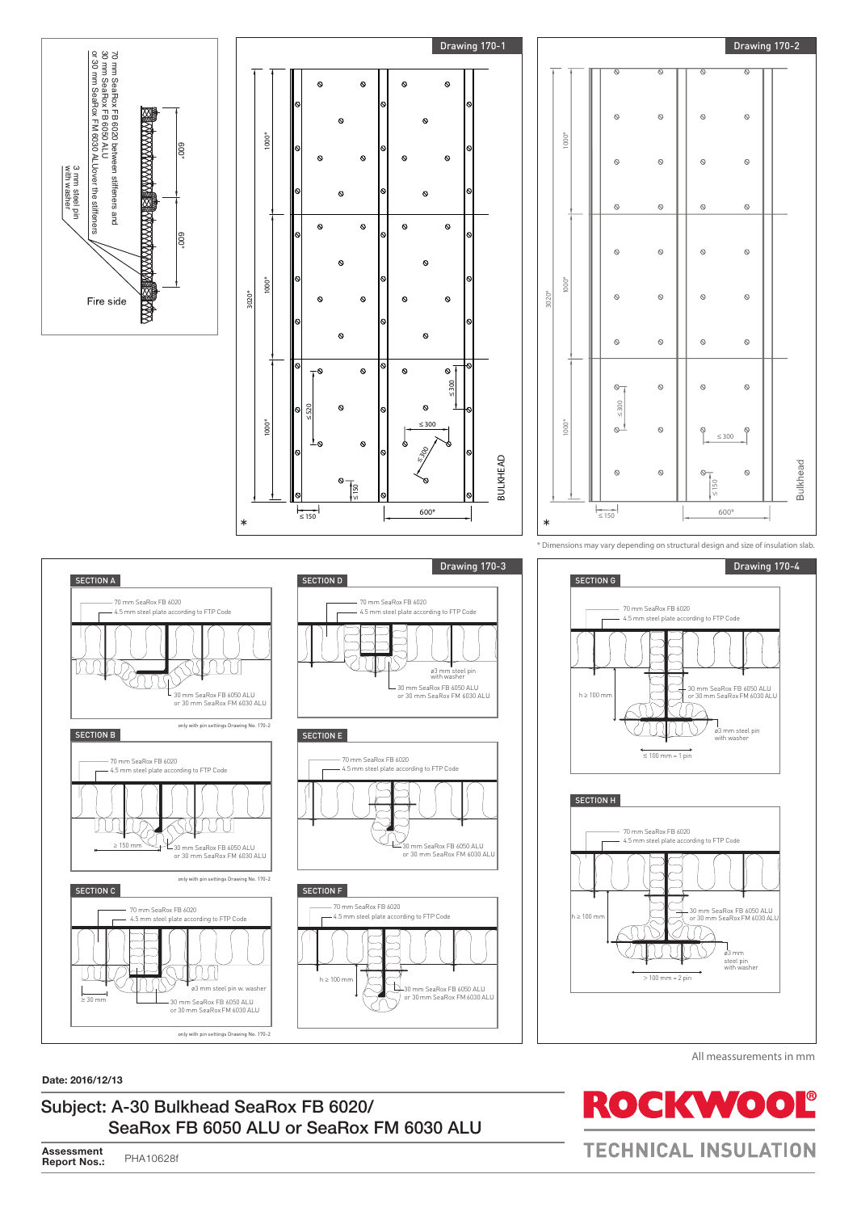70 mm SeaRox FB 6020 between stiffeners and
30 mm SeaRox FB 6050 ALU
or 30 mm SeaRox FM 6030 ALU over the stiffeners

3 mm steel pin with washer

Fire side

600* 600*

## Drawing 170-1

1000* 1000* 1000* 3020*

≤ 520 ≤ 150 ≤ 300 ≤ 300 ≤ 300 ≤ 150 600*

BULKHEAD

## Drawing 170-2

1000* 1000* 1000* 3020*

≤ 300 ≤ 300 ≤ 150 ≤ 150 600*

Bulkhead

\* Dimensions may vary depending on structural design and size of insulation slab.

## Drawing 170-3

### SECTION A

70 mm SeaRox FB 6020
4.5 mm steel plate according to FTP Code
30 mm SeaRox FB 6050 ALU or 30 mm SeaRox FM 6030 ALU

only with pin settings Drawing No. 170-2

### SECTION B

70 mm SeaRox FB 6020
4.5 mm steel plate according to FTP Code
≥ 150 mm
30 mm SeaRox FB 6050 ALU or 30 mm SeaRox FM 6030 ALU

only with pin settings Drawing No. 170-2

### SECTION C

70 mm SeaRox FB 6020
4.5 mm steel plate according to FTP Code
ø3 mm steel pin w. washer
≥ 30 mm
30 mm SeaRox FB 6050 ALU or 30 mm SeaRox FM 6030 ALU

only with pin settings Drawing No. 170-2

### SECTION D

70 mm SeaRox FB 6020
4.5 mm steel plate according to FTP Code
ø3 mm steel pin with washer
30 mm SeaRox FB 6050 ALU or 30 mm SeaRox FM 6030 ALU

### SECTION E

70 mm SeaRox FB 6020
4.5 mm steel plate according to FTP Code
30 mm SeaRox FB 6050 ALU or 30 mm SeaRox FM 6030 ALU

### SECTION F

70 mm SeaRox FB 6020
4.5 mm steel plate according to FTP Code
h ≥ 100 mm
30 mm SeaRox FB 6050 ALU or 30 mm SeaRox FM 6030 ALU

## Drawing 170-4

### SECTION G

70 mm SeaRox FB 6020
4.5 mm steel plate according to FTP Code
h ≥ 100 mm
30 mm SeaRox FB 6050 ALU or 30 mm SeaRox FM 6030 ALU
ø3 mm steel pin with washer
≤ 100 mm = 1 pin

### SECTION H

70 mm SeaRox FB 6020
4.5 mm steel plate according to FTP Code
h ≥ 100 mm
30 mm SeaRox FB 6050 ALU or 30 mm SeaRox FM 6030 ALU
ø3 mm steel pin with washer
> 100 mm = 2 pin

All meassurements in mm

**Date: 2016/12/13**

## Subject: A-30 Bulkhead SeaRox FB 6020/ SeaRox FB 6050 ALU or SeaRox FM 6030 ALU

**Assessment Report Nos.:** PHA10628f

ROCKWOOL® TECHNICAL INSULATION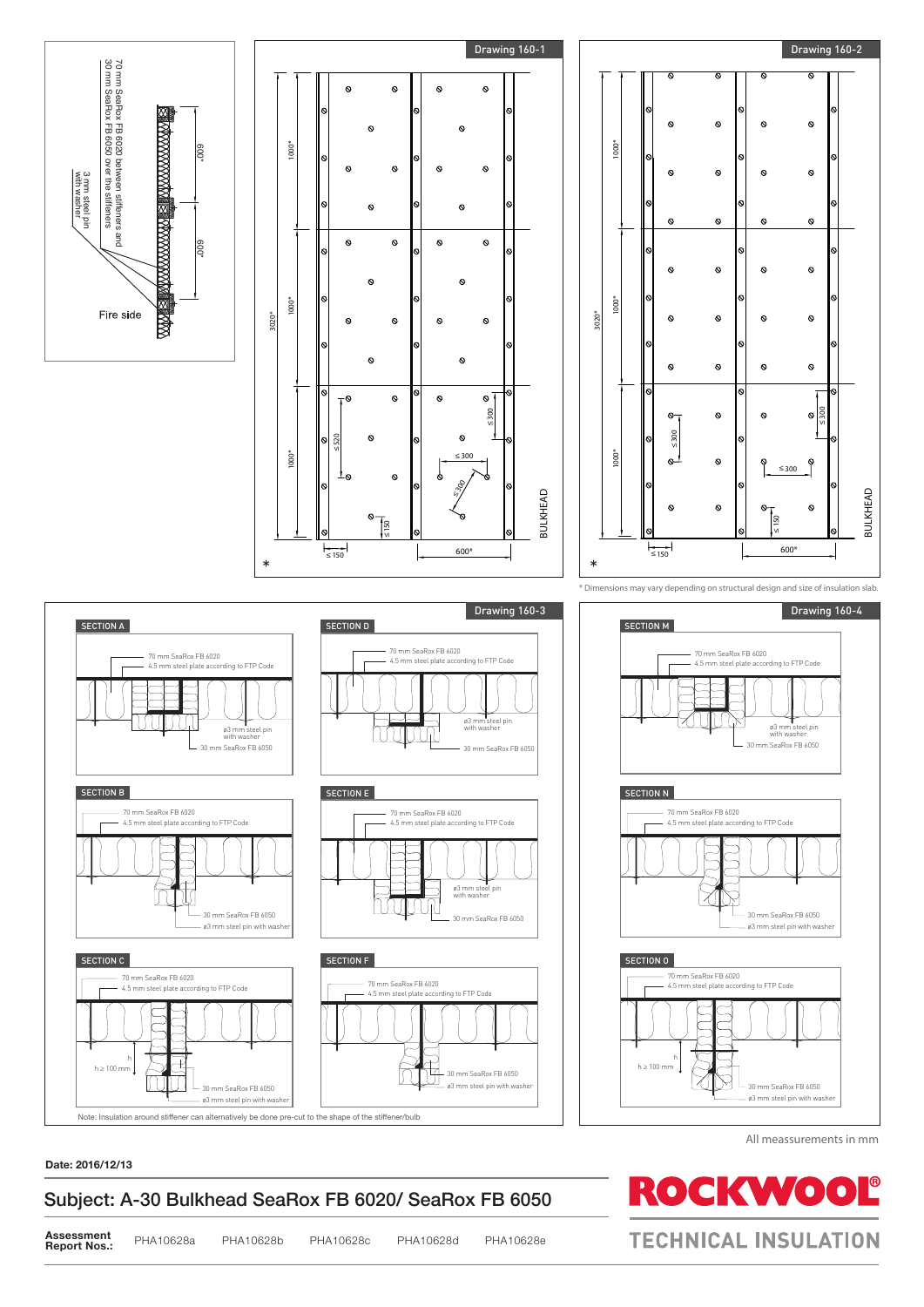70 mm SeaRox FB 6020 between stiffeners and
30 mm SeaRox FB 6050 over the stiffeners

3 mm steel pin
with washer

600*

600*

Fire side

Drawing 160-1

1000*
1000*
1000*
3020*

≤ 520
≤ 150
≤ 150
≤ 300
≤ 300
≤ 300
600*

BULKHEAD

*

Drawing 160-2

1000*
1000*
1000*
3020*

≤ 300
≤ 150
≤ 300
≤ 300
≤ 150
600*

BULKHEAD

*

\* Dimensions may vary depending on structural design and size of insulation slab.

Drawing 160-3

SECTION A

70 mm SeaRox FB 6020
4.5 mm steel plate according to FTP Code
ø3 mm steel pin with washer
30 mm SeaRox FB 6050

SECTION D

70 mm SeaRox FB 6020
4.5 mm steel plate according to FTP Code
ø3 mm steel pin with washer
30 mm SeaRox FB 6050

SECTION B

70 mm SeaRox FB 6020
4.5 mm steel plate according to FTP Code
30 mm SeaRox FB 6050
ø3 mm steel pin with washer

SECTION E

70 mm SeaRox FB 6020
4.5 mm steel plate according to FTP Code
ø3 mm steel pin with washer
30 mm SeaRox FB 6050

SECTION C

70 mm SeaRox FB 6020
4.5 mm steel plate according to FTP Code
h
h ≥ 100 mm
30 mm SeaRox FB 6050
ø3 mm steel pin with washer

SECTION F

70 mm SeaRox FB 6020
4.5 mm steel plate according to FTP Code
30 mm SeaRox FB 6050
ø3 mm steel pin with washer

Note: Insulation around stiffener can alternatively be done pre-cut to the shape of the stiffener/bulb

Drawing 160-4

SECTION M

70 mm SeaRox FB 6020
4.5 mm steel plate according to FTP Code
ø3 mm steel pin with washer
30 mm SeaRox FB 6050

SECTION N

70 mm SeaRox FB 6020
4.5 mm steel plate according to FTP Code
30 mm SeaRox FB 6050
ø3 mm steel pin with washer

SECTION O

70 mm SeaRox FB 6020
4.5 mm steel plate according to FTP Code
h
h ≥ 100 mm
30 mm SeaRox FB 6050
ø3 mm steel pin with washer

All meassurements in mm

**Date: 2016/12/13**

## Subject: A-30 Bulkhead SeaRox FB 6020/ SeaRox FB 6050

**Assessment Report Nos.:** PHA10628a PHA10628b PHA10628c PHA10628d PHA10628e

ROCKWOOL®
TECHNICAL INSULATION